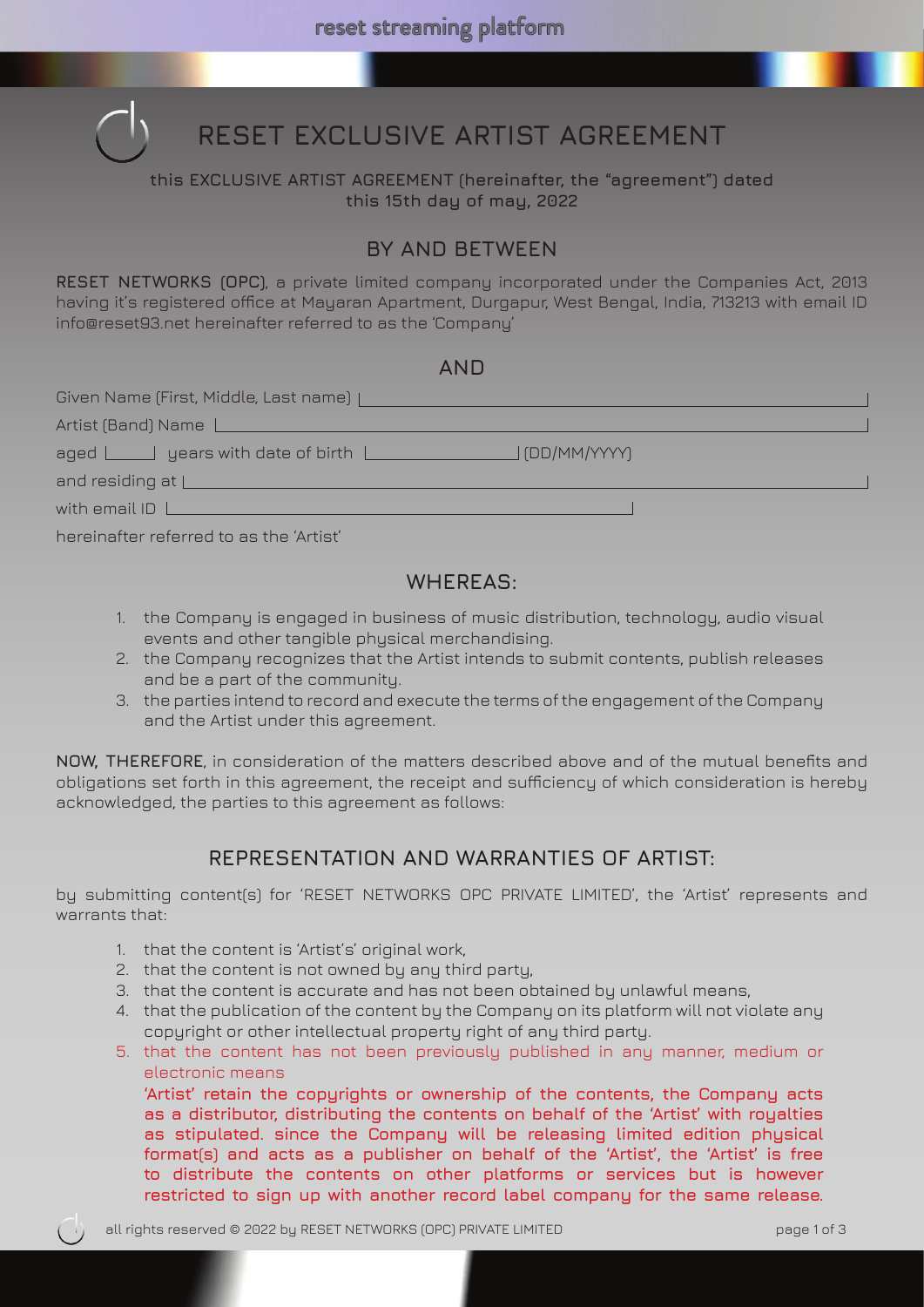# RESET EXCLUSIVE ARTIST AGREEMENT

this EXCLUSIVE ARTIST AGREEMENT (hereinafter, the "agreement") dated this 15th day of may, 2022

## BY AND BETWEEN

**RESET NETWORKS (OPC)**, a private limited company incorporated under the Companies Act, 2013 having it's registered office at Mayaran Apartment, Durgapur, West Bengal, India, 713213 with email ID info@reset93.net hereinafter referred to as the 'Company'

## AND

Given Name (First, Middle, Last name) ____________________

Artist (Band) Name ____________________

aged ____ years with date of birth ____________ (DD/MM/YYYY)

and residing at ____________________

with email ID ____________________

hereinafter referred to as the 'Artist'

## WHEREAS:

1. the Company is engaged in business of music distribution, technology, audio visual events and other tangible physical merchandising.
2. the Company recognizes that the Artist intends to submit contents, publish releases and be a part of the community.
3. the parties intend to record and execute the terms of the engagement of the Company and the Artist under this agreement.

**NOW, THEREFORE**, in consideration of the matters described above and of the mutual benefits and obligations set forth in this agreement, the receipt and sufficiency of which consideration is hereby acknowledged, the parties to this agreement as follows:

## REPRESENTATION AND WARRANTIES OF ARTIST:

by submitting content(s) for 'RESET NETWORKS OPC PRIVATE LIMITED', the 'Artist' represents and warrants that:

1. that the content is 'Artist's' original work,
2. that the content is not owned by any third party,
3. that the content is accurate and has not been obtained by unlawful means,
4. that the publication of the content by the Company on its platform will not violate any copyright or other intellectual property right of any third party.
5. that the content has not been previously published in any manner, medium or electronic means

   **'Artist' retain the copyrights or ownership of the contents, the Company acts as a distributor, distributing the contents on behalf of the 'Artist' with royalties as stipulated. since the Company will be releasing limited edition physical format(s) and acts as a publisher on behalf of the 'Artist', the 'Artist' is free to distribute the contents on other platforms or services but is however restricted to sign up with another record label company for the same release.**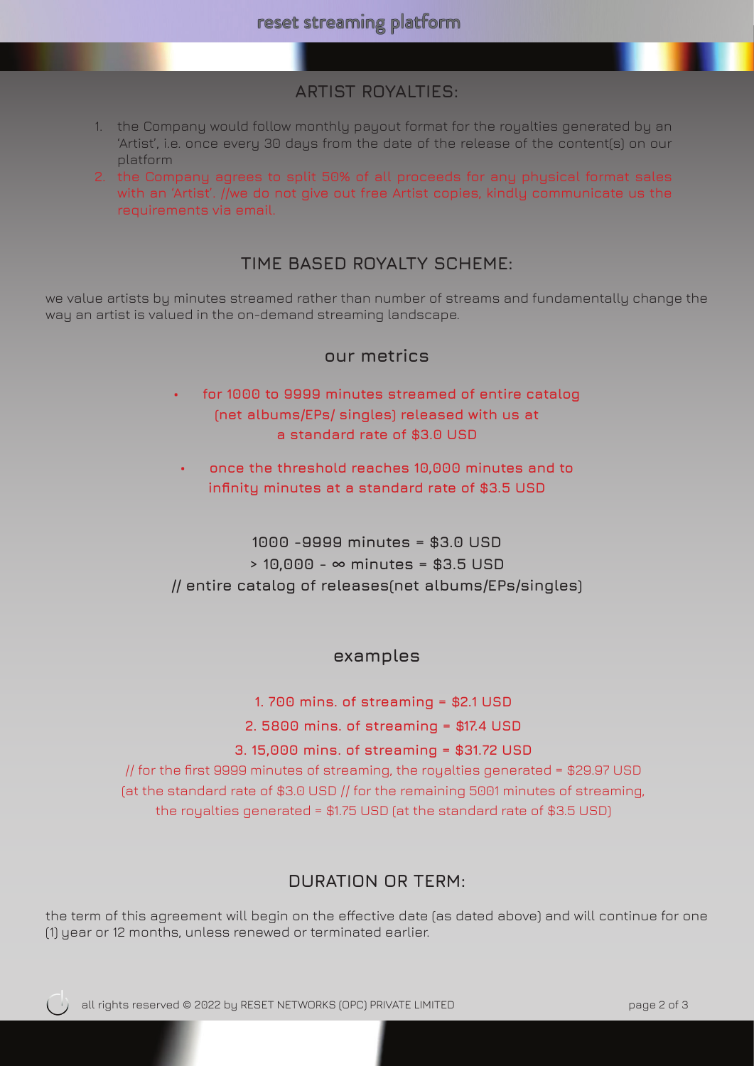## ARTIST ROYALTIES:

1. the Company would follow monthly payout format for the royalties generated by an 'Artist', i.e. once every 30 days from the date of the release of the content(s) on our platform
2. the Company agrees to split 50% of all proceeds for any physical format sales with an 'Artist'. //we do not give out free Artist copies, kindly communicate us the requirements via email.

## TIME BASED ROYALTY SCHEME:

we value artists by minutes streamed rather than number of streams and fundamentally change the way an artist is valued in the on-demand streaming landscape.

### our metrics

- for 1000 to 9999 minutes streamed of entire catalog (net albums/EPs/ singles) released with us at a standard rate of $3.0 USD
- once the threshold reaches 10,000 minutes and to infinity minutes at a standard rate of $3.5 USD

1000 -9999 minutes = $3.0 USD
> 10,000 - ∞ minutes = $3.5 USD
// entire catalog of releases(net albums/EPs/singles)

### examples

1. 700 mins. of streaming = $2.1 USD
2. 5800 mins. of streaming = $17.4 USD
3. 15,000 mins. of streaming = $31.72 USD

// for the first 9999 minutes of streaming, the royalties generated = $29.97 USD (at the standard rate of $3.0 USD // for the remaining 5001 minutes of streaming, the royalties generated = $1.75 USD (at the standard rate of $3.5 USD)

## DURATION OR TERM:

the term of this agreement will begin on the effective date (as dated above) and will continue for one (1) year or 12 months, unless renewed or terminated earlier.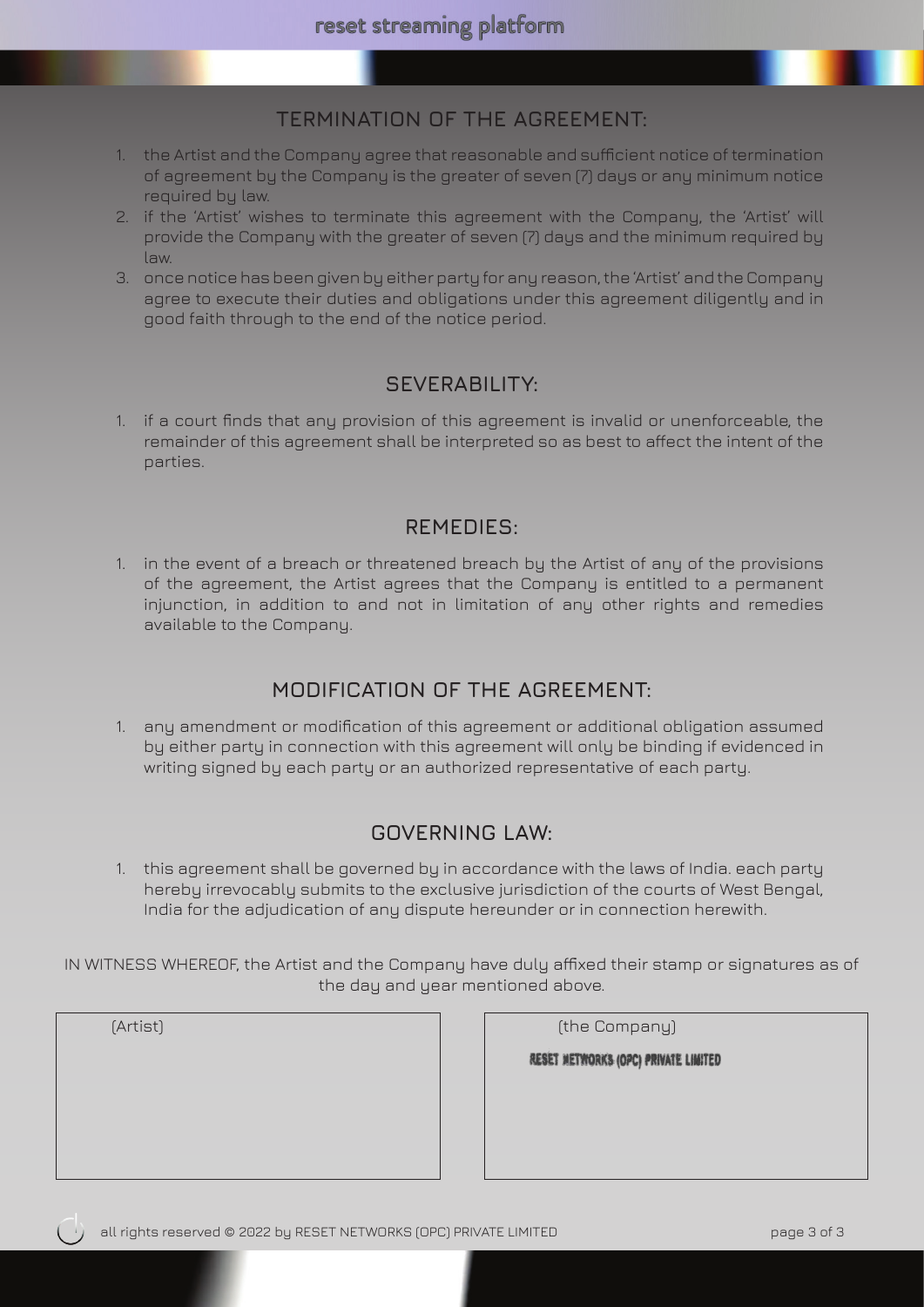## TERMINATION OF THE AGREEMENT:

1. the Artist and the Company agree that reasonable and sufficient notice of termination of agreement by the Company is the greater of seven (7) days or any minimum notice required by law.
2. if the 'Artist' wishes to terminate this agreement with the Company, the 'Artist' will provide the Company with the greater of seven (7) days and the minimum required by law.
3. once notice has been given by either party for any reason, the 'Artist' and the Company agree to execute their duties and obligations under this agreement diligently and in good faith through to the end of the notice period.

## SEVERABILITY:

1. if a court finds that any provision of this agreement is invalid or unenforceable, the remainder of this agreement shall be interpreted so as best to affect the intent of the parties.

## REMEDIES:

1. in the event of a breach or threatened breach by the Artist of any of the provisions of the agreement, the Artist agrees that the Company is entitled to a permanent injunction, in addition to and not in limitation of any other rights and remedies available to the Company.

## MODIFICATION OF THE AGREEMENT:

1. any amendment or modification of this agreement or additional obligation assumed by either party in connection with this agreement will only be binding if evidenced in writing signed by each party or an authorized representative of each party.

## GOVERNING LAW:

1. this agreement shall be governed by in accordance with the laws of India. each party hereby irrevocably submits to the exclusive jurisdiction of the courts of West Bengal, India for the adjudication of any dispute hereunder or in connection herewith.

IN WITNESS WHEREOF, the Artist and the Company have duly affixed their stamp or signatures as of the day and year mentioned above.

| (Artist) | (the Company) |
| --- | --- |
| | RESET NETWORKS (OPC) PRIVATE LIMITED |

all rights reserved © 2022 by RESET NETWORKS (OPC) PRIVATE LIMITED